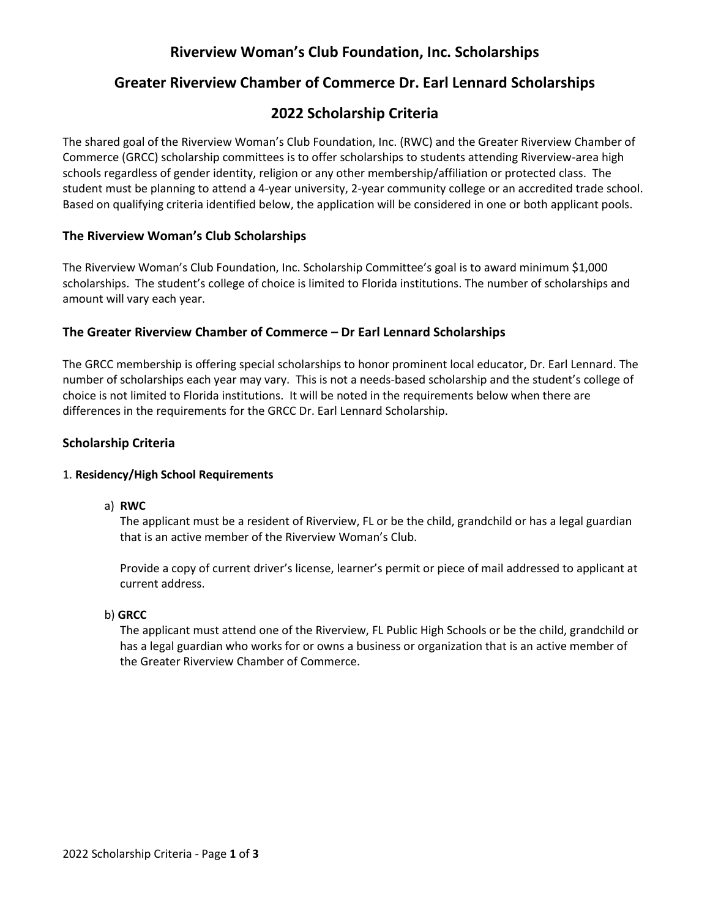# Riverview Woman's Club Foundation, Inc. Scholarships

# Greater Riverview Chamber of Commerce Dr. Earl Lennard Scholarships

# 2022 Scholarship Criteria

The shared goal of the Riverview Woman's Club Foundation, Inc. (RWC) and the Greater Riverview Chamber of Commerce (GRCC) scholarship committees is to offer scholarships to students attending Riverview-area high schools regardless of gender identity, religion or any other membership/affiliation or protected class. The student must be planning to attend a 4-year university, 2-year community college or an accredited trade school. Based on qualifying criteria identified below, the application will be considered in one or both applicant pools.

### The Riverview Woman's Club Scholarships

The Riverview Woman's Club Foundation, Inc. Scholarship Committee's goal is to award minimum $1,000 scholarships. The student's college of choice is limited to Florida institutions. The number of scholarships and amount will vary each year.

### The Greater Riverview Chamber of Commerce – Dr Earl Lennard Scholarships

The GRCC membership is offering special scholarships to honor prominent local educator, Dr. Earl Lennard. The number of scholarships each year may vary. This is not a needs-based scholarship and the student's college of choice is not limited to Florida institutions. It will be noted in the requirements below when there are differences in the requirements for the GRCC Dr. Earl Lennard Scholarship.

## Scholarship Criteria

1. **Residency/High School Requirements**

   a) **RWC**

   The applicant must be a resident of Riverview, FL or be the child, grandchild or has a legal guardian that is an active member of the Riverview Woman's Club.

   Provide a copy of current driver's license, learner's permit or piece of mail addressed to applicant at current address.

   b) **GRCC**

   The applicant must attend one of the Riverview, FL Public High Schools or be the child, grandchild or has a legal guardian who works for or owns a business or organization that is an active member of the Greater Riverview Chamber of Commerce.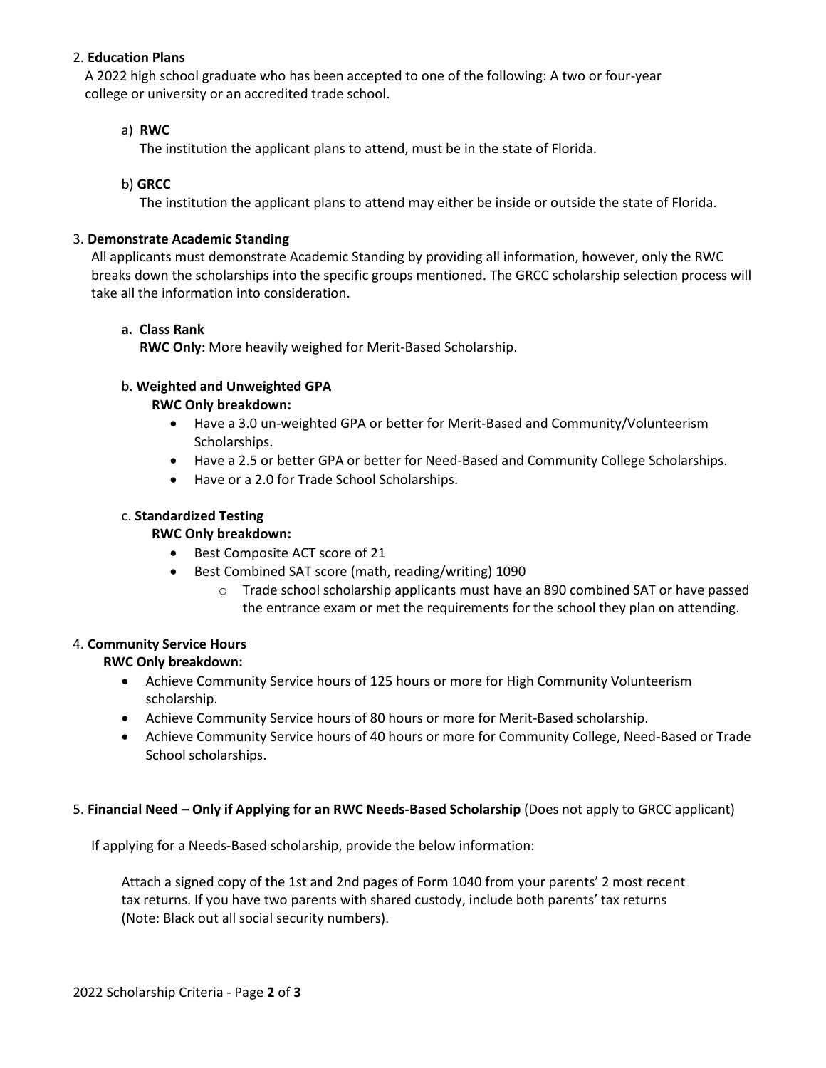2. **Education Plans**

A 2022 high school graduate who has been accepted to one of the following: A two or four-year college or university or an accredited trade school.

   a) **RWC**

   The institution the applicant plans to attend, must be in the state of Florida.

   b) **GRCC**

   The institution the applicant plans to attend may either be inside or outside the state of Florida.

3. **Demonstrate Academic Standing**

All applicants must demonstrate Academic Standing by providing all information, however, only the RWC breaks down the scholarships into the specific groups mentioned. The GRCC scholarship selection process will take all the information into consideration.

   **a. Class Rank**

   **RWC Only:** More heavily weighed for Merit-Based Scholarship.

   b. **Weighted and Unweighted GPA**

   **RWC Only breakdown:**

   - Have a 3.0 un-weighted GPA or better for Merit-Based and Community/Volunteerism Scholarships.
   - Have a 2.5 or better GPA or better for Need-Based and Community College Scholarships.
   - Have or a 2.0 for Trade School Scholarships.

   c. **Standardized Testing**

   **RWC Only breakdown:**

   - Best Composite ACT score of 21
   - Best Combined SAT score (math, reading/writing) 1090
     - Trade school scholarship applicants must have an 890 combined SAT or have passed the entrance exam or met the requirements for the school they plan on attending.

4. **Community Service Hours**

   **RWC Only breakdown:**

   - Achieve Community Service hours of 125 hours or more for High Community Volunteerism scholarship.
   - Achieve Community Service hours of 80 hours or more for Merit-Based scholarship.
   - Achieve Community Service hours of 40 hours or more for Community College, Need-Based or Trade School scholarships.

5. **Financial Need – Only if Applying for an RWC Needs-Based Scholarship** (Does not apply to GRCC applicant)

If applying for a Needs-Based scholarship, provide the below information:

Attach a signed copy of the 1st and 2nd pages of Form 1040 from your parents' 2 most recent tax returns. If you have two parents with shared custody, include both parents' tax returns (Note: Black out all social security numbers).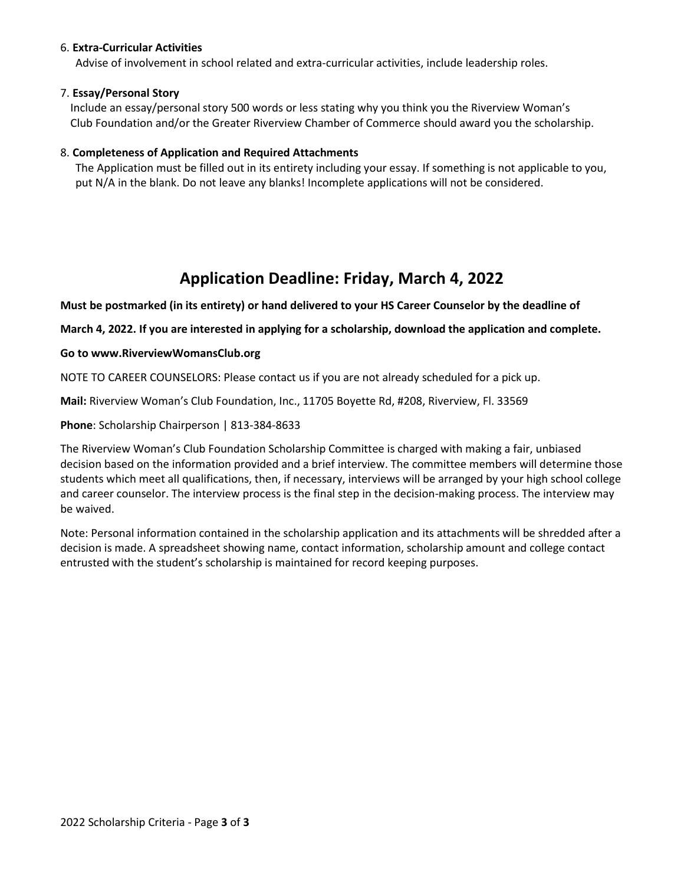6. **Extra-Curricular Activities**
   Advise of involvement in school related and extra-curricular activities, include leadership roles.

7. **Essay/Personal Story**
   Include an essay/personal story 500 words or less stating why you think you the Riverview Woman's Club Foundation and/or the Greater Riverview Chamber of Commerce should award you the scholarship.

8. **Completeness of Application and Required Attachments**
   The Application must be filled out in its entirety including your essay. If something is not applicable to you, put N/A in the blank. Do not leave any blanks! Incomplete applications will not be considered.

## Application Deadline: Friday, March 4, 2022

**Must be postmarked (in its entirety) or hand delivered to your HS Career Counselor by the deadline of March 4, 2022. If you are interested in applying for a scholarship, download the application and complete.**

**Go to www.RiverviewWomansClub.org**

NOTE TO CAREER COUNSELORS: Please contact us if you are not already scheduled for a pick up.

**Mail:** Riverview Woman's Club Foundation, Inc., 11705 Boyette Rd, #208, Riverview, Fl. 33569

**Phone**: Scholarship Chairperson | 813-384-8633

The Riverview Woman's Club Foundation Scholarship Committee is charged with making a fair, unbiased decision based on the information provided and a brief interview. The committee members will determine those students which meet all qualifications, then, if necessary, interviews will be arranged by your high school college and career counselor. The interview process is the final step in the decision-making process. The interview may be waived.

Note: Personal information contained in the scholarship application and its attachments will be shredded after a decision is made. A spreadsheet showing name, contact information, scholarship amount and college contact entrusted with the student's scholarship is maintained for record keeping purposes.